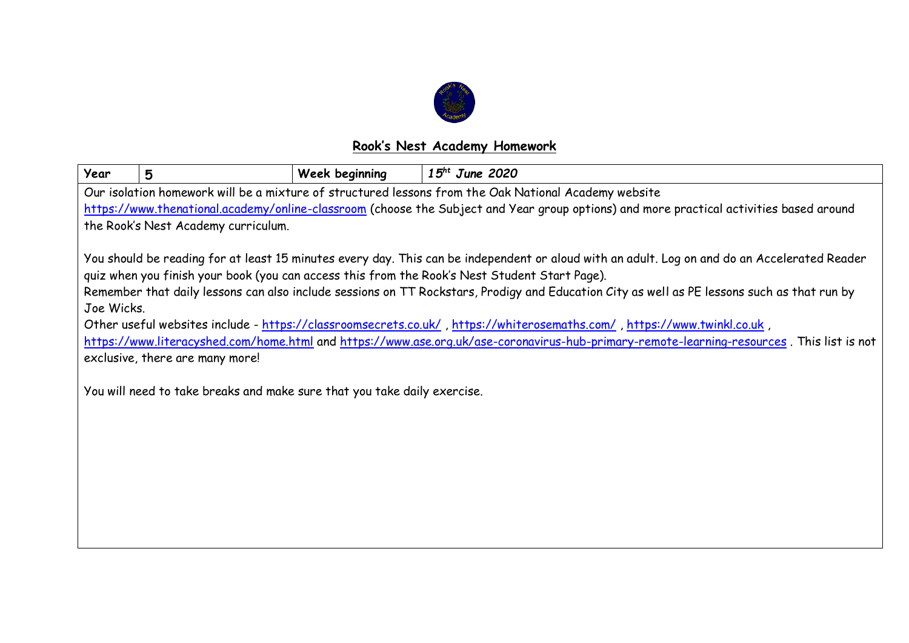## Rook's Nest Academy Homework

| Year | 5 | Week beginning | *15ht June 2020* |
|---|---|---|---|

Our isolation homework will be a mixture of structured lessons from the Oak National Academy website https://www.thenational.academy/online-classroom (choose the Subject and Year group options) and more practical activities based around the Rook's Nest Academy curriculum.

You should be reading for at least 15 minutes every day. This can be independent or aloud with an adult. Log on and do an Accelerated Reader quiz when you finish your book (you can access this from the Rook's Nest Student Start Page).

Remember that daily lessons can also include sessions on TT Rockstars, Prodigy and Education City as well as PE lessons such as that run by Joe Wicks.

Other useful websites include - https://classroomsecrets.co.uk/ , https://whiterosemaths.com/ , https://www.twinkl.co.uk , https://www.literacyshed.com/home.html and https://www.ase.org.uk/ase-coronavirus-hub-primary-remote-learning-resources . This list is not exclusive, there are many more!

You will need to take breaks and make sure that you take daily exercise.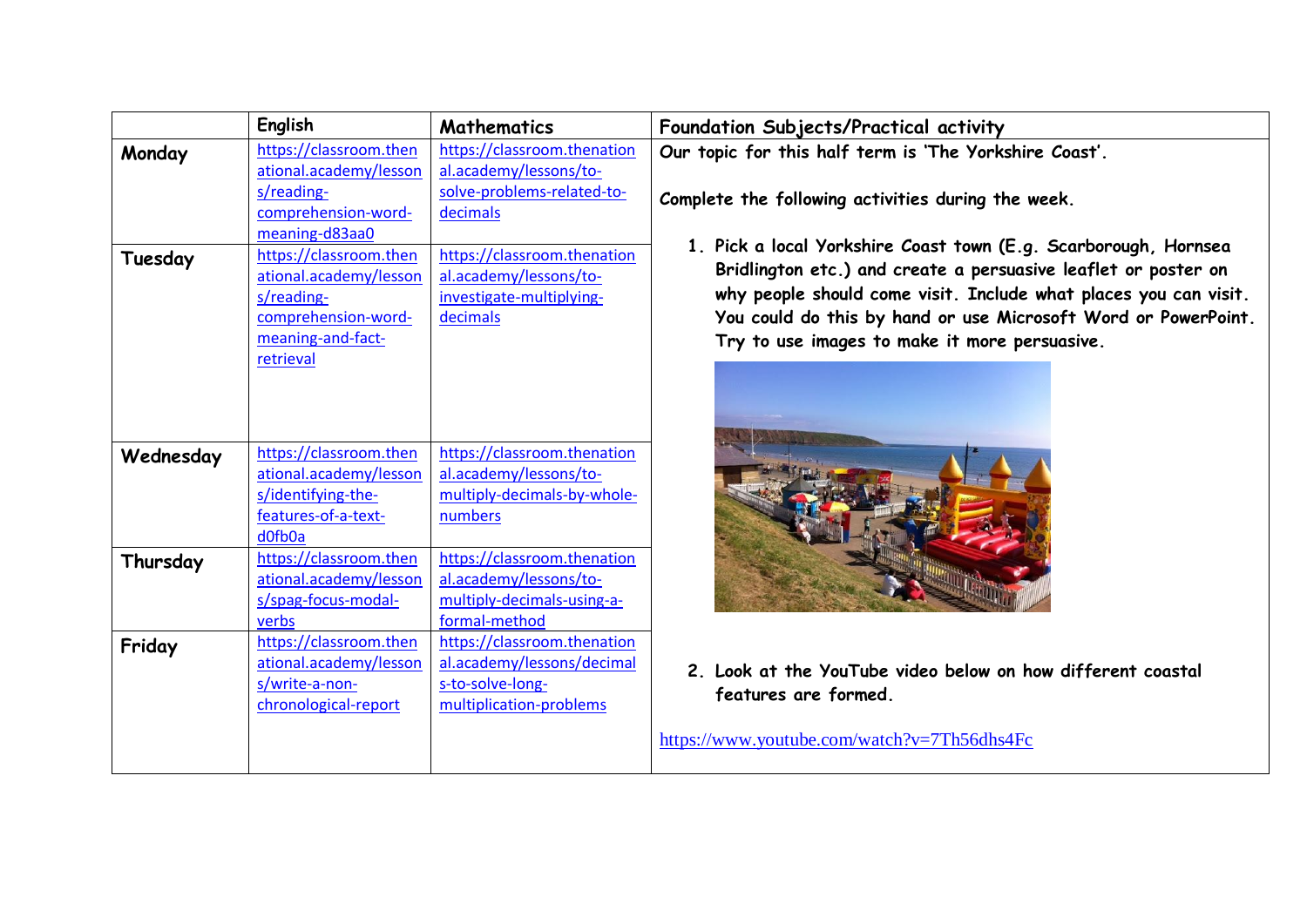| | English | Mathematics | Foundation Subjects/Practical activity |
|---|---|---|---|
| **Monday** | https://classroom.thenational.academy/lessons/reading-comprehension-word-meaning-d83aa0 | https://classroom.thenational.academy/lessons/to-solve-problems-related-to-decimals | **Our topic for this half term is 'The Yorkshire Coast'.**<br><br>**Complete the following activities during the week.**<br><br>1. **Pick a local Yorkshire Coast town (E.g. Scarborough, Hornsea Bridlington etc.) and create a persuasive leaflet or poster on why people should come visit. Include what places you can visit. You could do this by hand or use Microsoft Word or PowerPoint. Try to use images to make it more persuasive.**<br><br>2. **Look at the YouTube video below on how different coastal features are formed.**<br><br>https://www.youtube.com/watch?v=7Th56dhs4Fc |
| **Tuesday** | https://classroom.thenational.academy/lessons/reading-comprehension-word-meaning-and-fact-retrieval | https://classroom.thenational.academy/lessons/to-investigate-multiplying-decimals | |
| **Wednesday** | https://classroom.thenational.academy/lessons/identifying-the-features-of-a-text-d0fb0a | https://classroom.thenational.academy/lessons/to-multiply-decimals-by-whole-numbers | |
| **Thursday** | https://classroom.thenational.academy/lessons/spag-focus-modal-verbs | https://classroom.thenational.academy/lessons/to-multiply-decimals-using-a-formal-method | |
| **Friday** | https://classroom.thenational.academy/lessons/write-a-non-chronological-report | https://classroom.thenational.academy/lessons/decimals-to-solve-long-multiplication-problems | |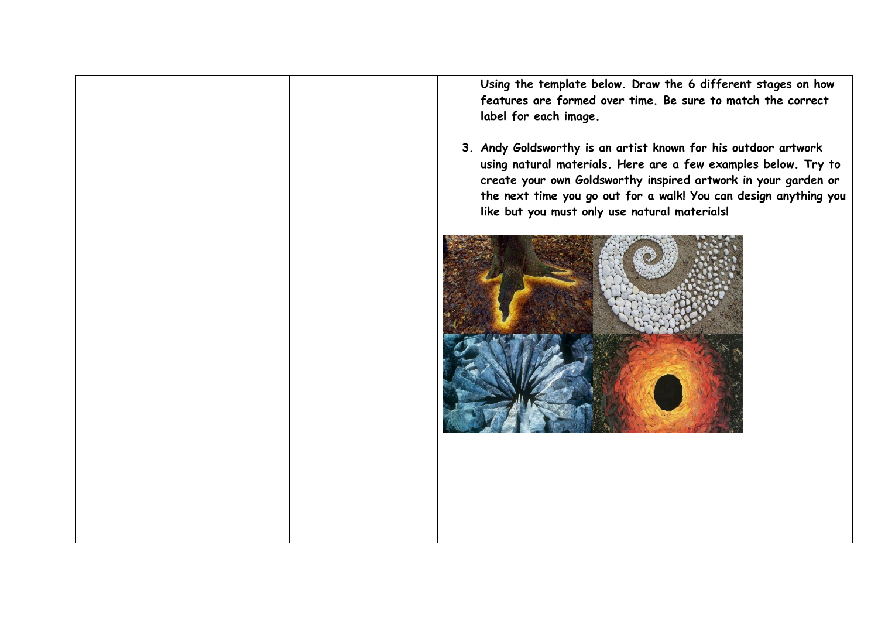| | | | Using the template below. Draw the 6 different stages on how features are formed over time. Be sure to match the correct label for each image.<br><br>3. Andy Goldsworthy is an artist known for his outdoor artwork using natural materials. Here are a few examples below. Try to create your own Goldsworthy inspired artwork in your garden or the next time you go out for a walk! You can design anything you like but you must only use natural materials! |
|---|---|---|---|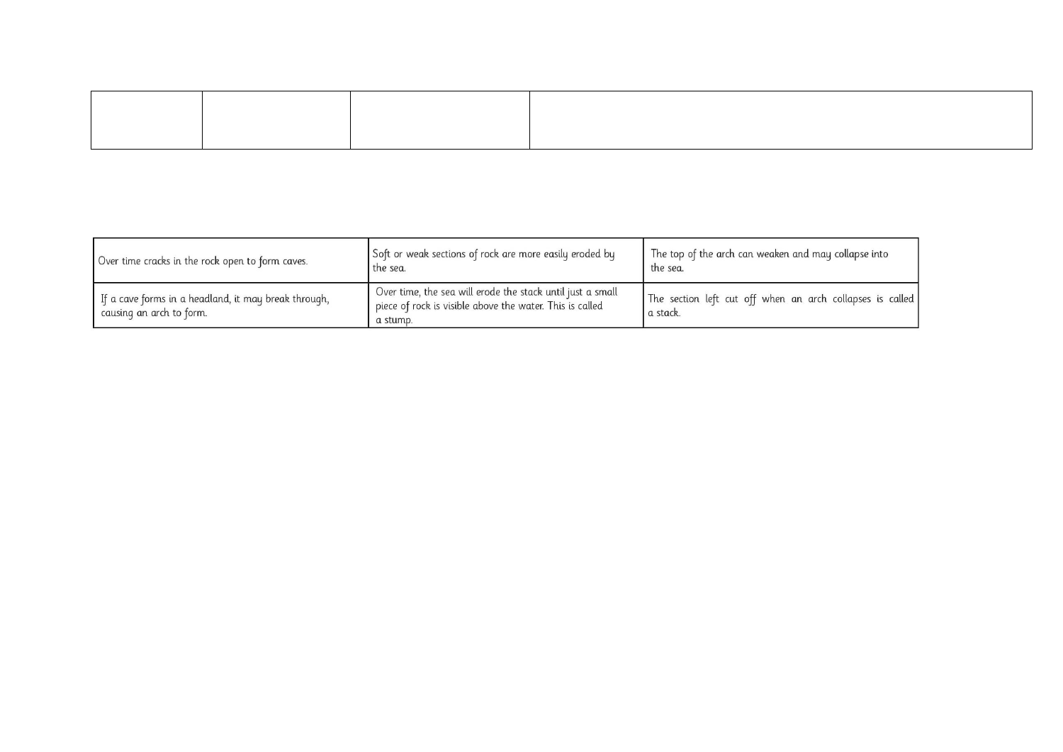| | | | |
|---|---|---|---|
| | | | |

| | | |
|---|---|---|
| Over time cracks in the rock open to form caves. | Soft or weak sections of rock are more easily eroded by the sea. | The top of the arch can weaken and may collapse into the sea. |
| If a cave forms in a headland, it may break through, causing an arch to form. | Over time, the sea will erode the stack until just a small piece of rock is visible above the water. This is called a stump. | The section left cut off when an arch collapses is called a stack. |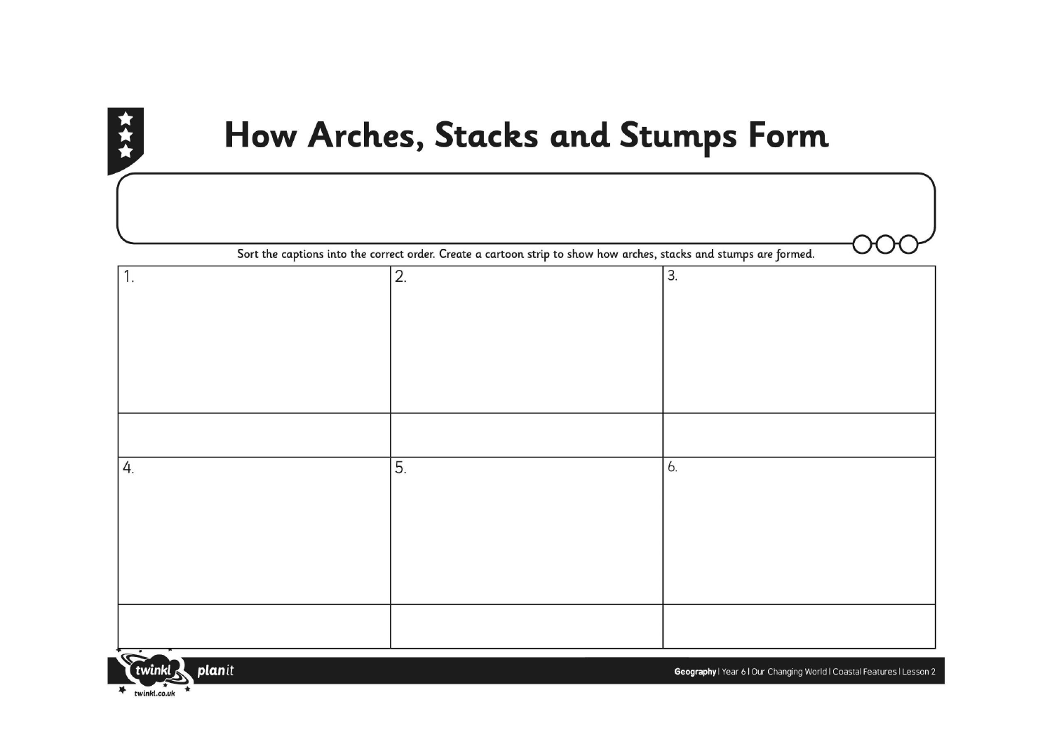# How Arches, Stacks and Stumps Form

Sort the captions into the correct order. Create a cartoon strip to show how arches, stacks and stumps are formed.

| | | |
|---|---|---|
| 1. | 2. | 3. |
| | | |
| 4. | 5. | 6. |
| | | |